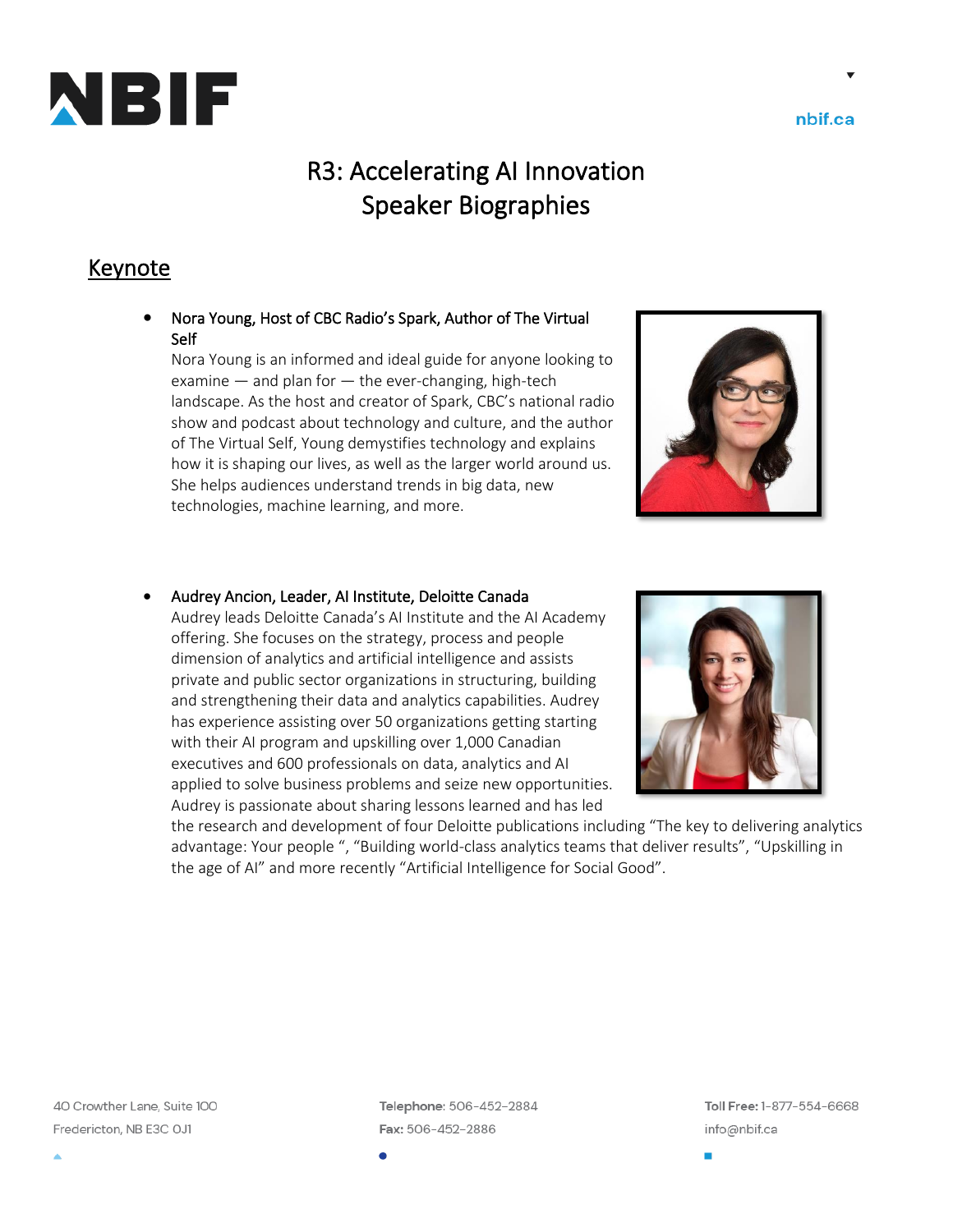# R3: Accelerating AI Innovation
# Speaker Biographies

## Keynote

- **Nora Young, Host of CBC Radio's Spark, Author of The Virtual Self**
  Nora Young is an informed and ideal guide for anyone looking to examine — and plan for — the ever-changing, high-tech landscape. As the host and creator of Spark, CBC's national radio show and podcast about technology and culture, and the author of The Virtual Self, Young demystifies technology and explains how it is shaping our lives, as well as the larger world around us. She helps audiences understand trends in big data, new technologies, machine learning, and more.

- **Audrey Ancion, Leader, AI Institute, Deloitte Canada**
  Audrey leads Deloitte Canada's AI Institute and the AI Academy offering. She focuses on the strategy, process and people dimension of analytics and artificial intelligence and assists private and public sector organizations in structuring, building and strengthening their data and analytics capabilities. Audrey has experience assisting over 50 organizations getting starting with their AI program and upskilling over 1,000 Canadian executives and 600 professionals on data, analytics and AI applied to solve business problems and seize new opportunities. Audrey is passionate about sharing lessons learned and has led the research and development of four Deloitte publications including "The key to delivering analytics advantage: Your people ", "Building world-class analytics teams that deliver results", "Upskilling in the age of AI" and more recently "Artificial Intelligence for Social Good".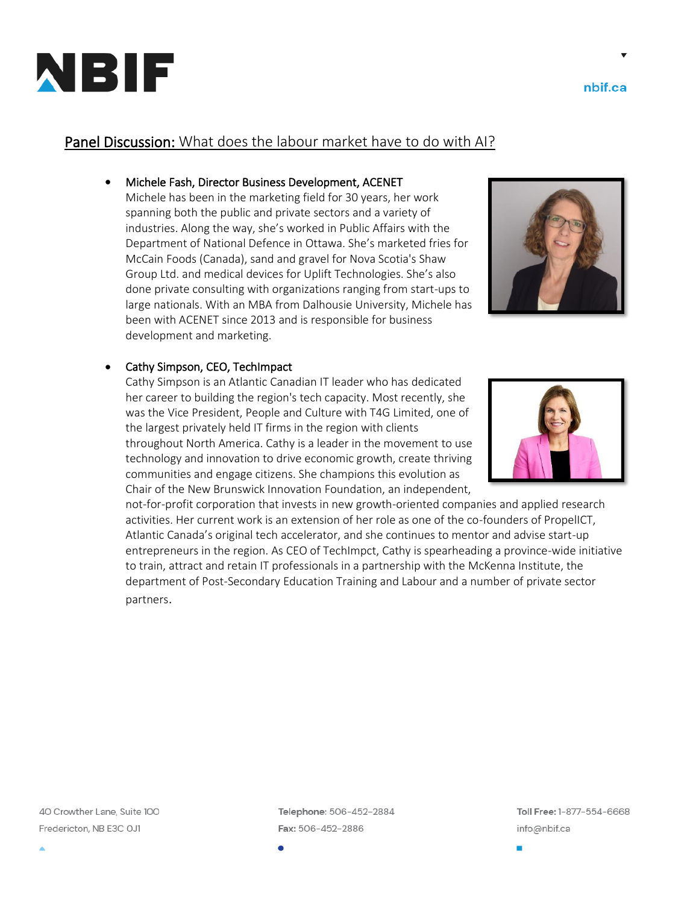## Panel Discussion: What does the labour market have to do with AI?

- **Michele Fash, Director Business Development, ACENET**
  Michele has been in the marketing field for 30 years, her work spanning both the public and private sectors and a variety of industries. Along the way, she's worked in Public Affairs with the Department of National Defence in Ottawa. She's marketed fries for McCain Foods (Canada), sand and gravel for Nova Scotia's Shaw Group Ltd. and medical devices for Uplift Technologies. She's also done private consulting with organizations ranging from start-ups to large nationals. With an MBA from Dalhousie University, Michele has been with ACENET since 2013 and is responsible for business development and marketing.

- **Cathy Simpson, CEO, TechImpact**
  Cathy Simpson is an Atlantic Canadian IT leader who has dedicated her career to building the region's tech capacity. Most recently, she was the Vice President, People and Culture with T4G Limited, one of the largest privately held IT firms in the region with clients throughout North America. Cathy is a leader in the movement to use technology and innovation to drive economic growth, create thriving communities and engage citizens. She champions this evolution as Chair of the New Brunswick Innovation Foundation, an independent, not-for-profit corporation that invests in new growth-oriented companies and applied research activities. Her current work is an extension of her role as one of the co-founders of PropelICT, Atlantic Canada's original tech accelerator, and she continues to mentor and advise start-up entrepreneurs in the region. As CEO of TechImpct, Cathy is spearheading a province-wide initiative to train, attract and retain IT professionals in a partnership with the McKenna Institute, the department of Post-Secondary Education Training and Labour and a number of private sector partners.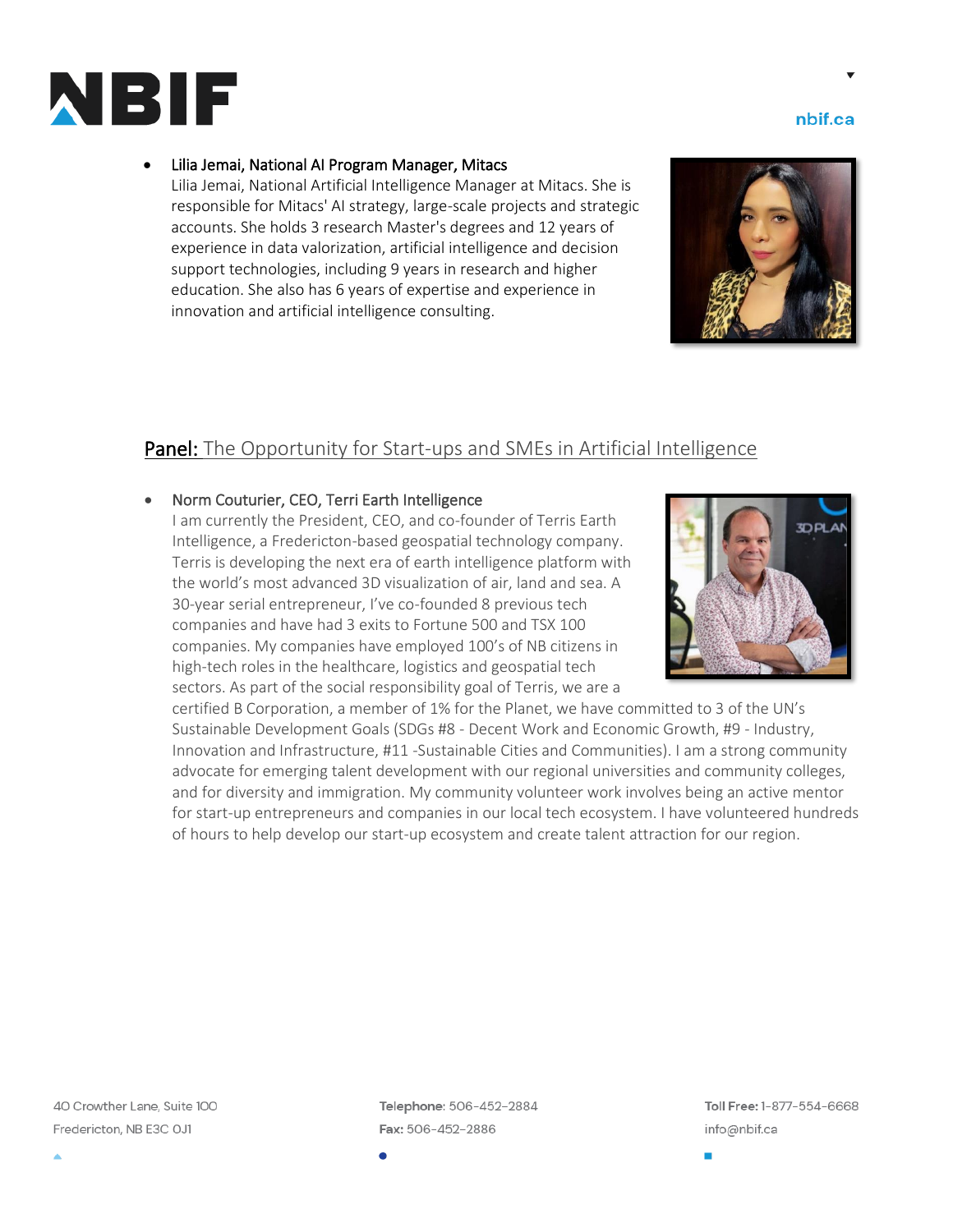- **Lilia Jemai, National AI Program Manager, Mitacs**
  Lilia Jemai, National Artificial Intelligence Manager at Mitacs. She is responsible for Mitacs' AI strategy, large-scale projects and strategic accounts. She holds 3 research Master's degrees and 12 years of experience in data valorization, artificial intelligence and decision support technologies, including 9 years in research and higher education. She also has 6 years of expertise and experience in innovation and artificial intelligence consulting.

## Panel: The Opportunity for Start-ups and SMEs in Artificial Intelligence

- **Norm Couturier, CEO, Terri Earth Intelligence**
  I am currently the President, CEO, and co-founder of Terris Earth Intelligence, a Fredericton-based geospatial technology company. Terris is developing the next era of earth intelligence platform with the world's most advanced 3D visualization of air, land and sea. A 30-year serial entrepreneur, I've co-founded 8 previous tech companies and have had 3 exits to Fortune 500 and TSX 100 companies. My companies have employed 100's of NB citizens in high-tech roles in the healthcare, logistics and geospatial tech sectors. As part of the social responsibility goal of Terris, we are a certified B Corporation, a member of 1% for the Planet, we have committed to 3 of the UN's Sustainable Development Goals (SDGs #8 - Decent Work and Economic Growth, #9 - Industry, Innovation and Infrastructure, #11 -Sustainable Cities and Communities). I am a strong community advocate for emerging talent development with our regional universities and community colleges, and for diversity and immigration. My community volunteer work involves being an active mentor for start-up entrepreneurs and companies in our local tech ecosystem. I have volunteered hundreds of hours to help develop our start-up ecosystem and create talent attraction for our region.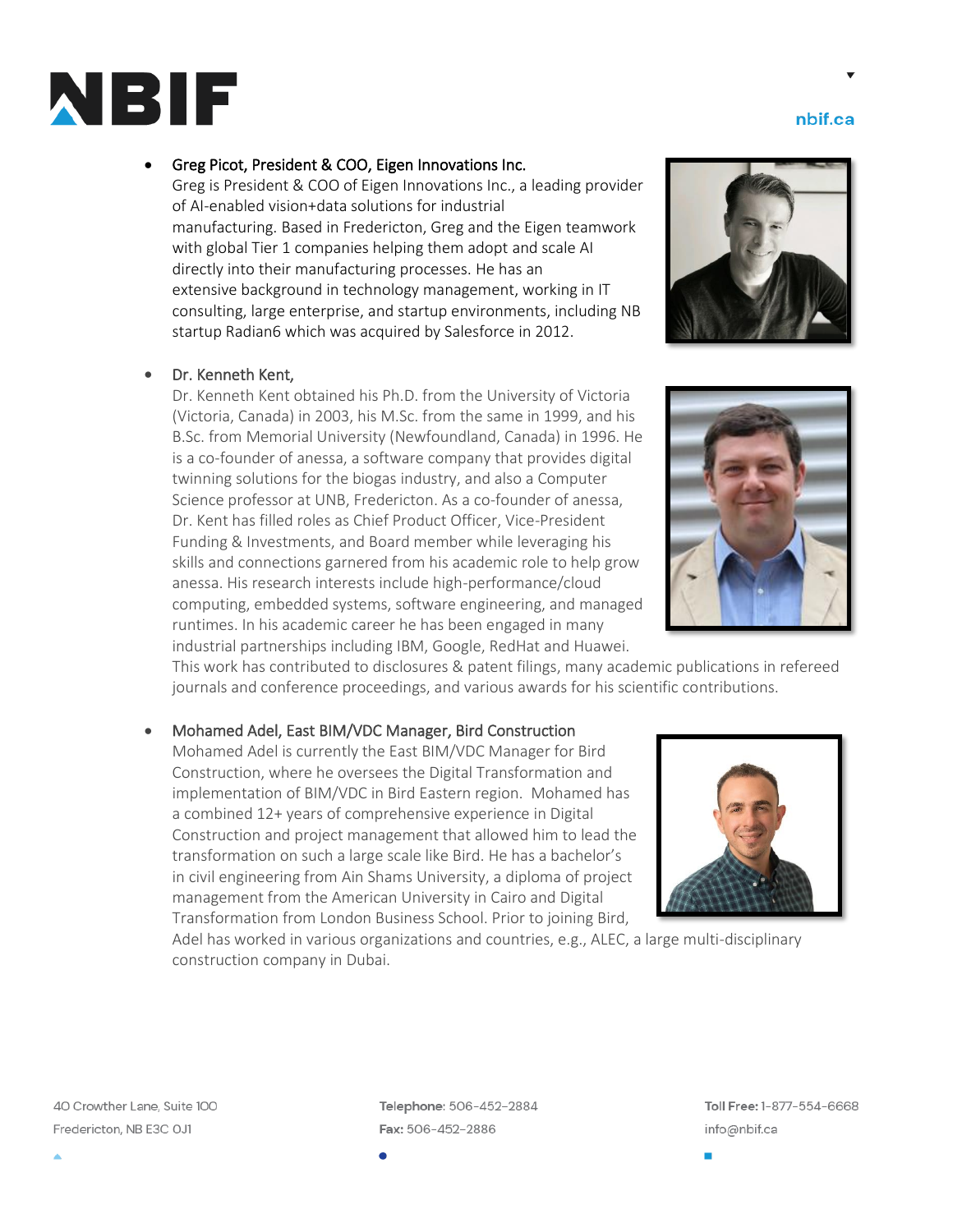- Greg Picot, President & COO, Eigen Innovations Inc.
  Greg is President & COO of Eigen Innovations Inc., a leading provider of AI-enabled vision+data solutions for industrial manufacturing. Based in Fredericton, Greg and the Eigen teamwork with global Tier 1 companies helping them adopt and scale AI directly into their manufacturing processes. He has an extensive background in technology management, working in IT consulting, large enterprise, and startup environments, including NB startup Radian6 which was acquired by Salesforce in 2012.

- Dr. Kenneth Kent,
  Dr. Kenneth Kent obtained his Ph.D. from the University of Victoria (Victoria, Canada) in 2003, his M.Sc. from the same in 1999, and his B.Sc. from Memorial University (Newfoundland, Canada) in 1996. He is a co-founder of anessa, a software company that provides digital twinning solutions for the biogas industry, and also a Computer Science professor at UNB, Fredericton. As a co-founder of anessa, Dr. Kent has filled roles as Chief Product Officer, Vice-President Funding & Investments, and Board member while leveraging his skills and connections garnered from his academic role to help grow anessa. His research interests include high-performance/cloud computing, embedded systems, software engineering, and managed runtimes. In his academic career he has been engaged in many industrial partnerships including IBM, Google, RedHat and Huawei. This work has contributed to disclosures & patent filings, many academic publications in refereed journals and conference proceedings, and various awards for his scientific contributions.

- Mohamed Adel, East BIM/VDC Manager, Bird Construction
  Mohamed Adel is currently the East BIM/VDC Manager for Bird Construction, where he oversees the Digital Transformation and implementation of BIM/VDC in Bird Eastern region. Mohamed has a combined 12+ years of comprehensive experience in Digital Construction and project management that allowed him to lead the transformation on such a large scale like Bird. He has a bachelor's in civil engineering from Ain Shams University, a diploma of project management from the American University in Cairo and Digital Transformation from London Business School. Prior to joining Bird, Adel has worked in various organizations and countries, e.g., ALEC, a large multi-disciplinary construction company in Dubai.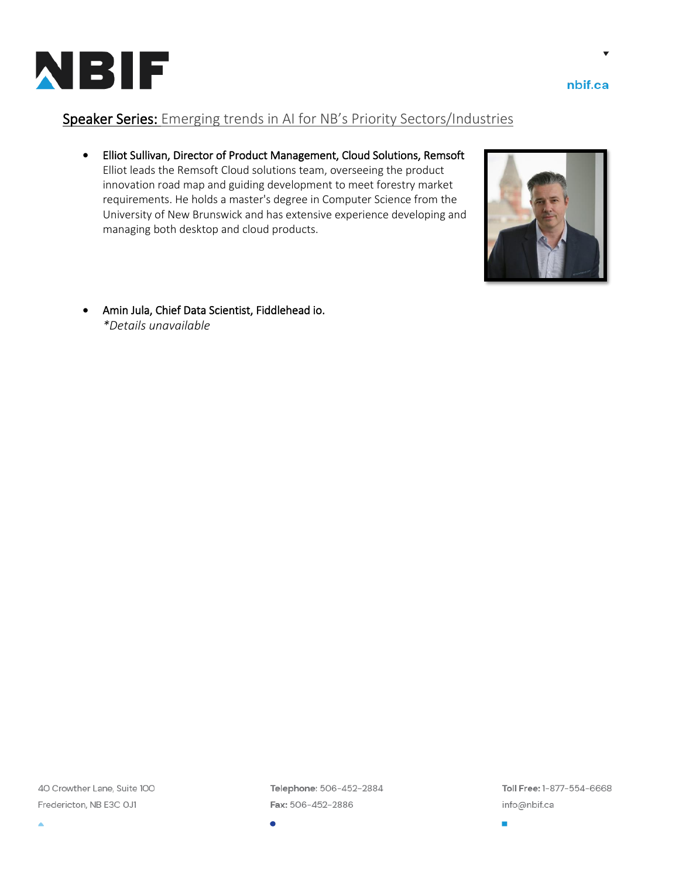## Speaker Series: Emerging trends in AI for NB's Priority Sectors/Industries

- **Elliot Sullivan, Director of Product Management, Cloud Solutions, Remsoft**
  Elliot leads the Remsoft Cloud solutions team, overseeing the product innovation road map and guiding development to meet forestry market requirements. He holds a master's degree in Computer Science from the University of New Brunswick and has extensive experience developing and managing both desktop and cloud products.

- **Amin Jula, Chief Data Scientist, Fiddlehead io.**
  *\*Details unavailable*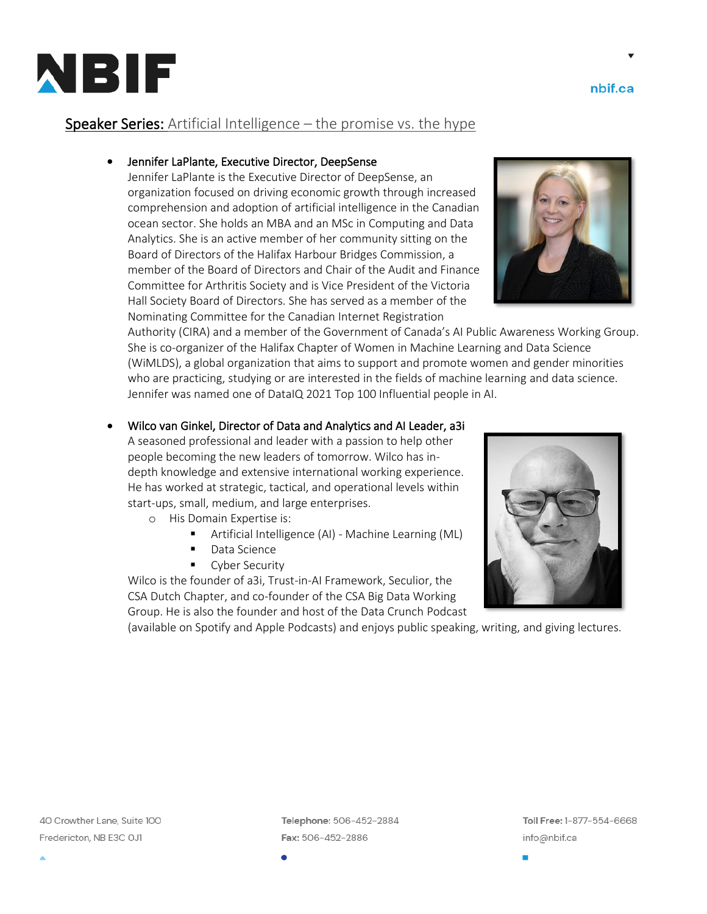## Speaker Series: Artificial Intelligence – the promise vs. the hype

- **Jennifer LaPlante, Executive Director, DeepSense**
  Jennifer LaPlante is the Executive Director of DeepSense, an organization focused on driving economic growth through increased comprehension and adoption of artificial intelligence in the Canadian ocean sector. She holds an MBA and an MSc in Computing and Data Analytics. She is an active member of her community sitting on the Board of Directors of the Halifax Harbour Bridges Commission, a member of the Board of Directors and Chair of the Audit and Finance Committee for Arthritis Society and is Vice President of the Victoria Hall Society Board of Directors. She has served as a member of the Nominating Committee for the Canadian Internet Registration Authority (CIRA) and a member of the Government of Canada's AI Public Awareness Working Group. She is co-organizer of the Halifax Chapter of Women in Machine Learning and Data Science (WiMLDS), a global organization that aims to support and promote women and gender minorities who are practicing, studying or are interested in the fields of machine learning and data science. Jennifer was named one of DataIQ 2021 Top 100 Influential people in AI.

- **Wilco van Ginkel, Director of Data and Analytics and AI Leader, a3i**
  A seasoned professional and leader with a passion to help other people becoming the new leaders of tomorrow. Wilco has in-depth knowledge and extensive international working experience. He has worked at strategic, tactical, and operational levels within start-ups, small, medium, and large enterprises.
  - His Domain Expertise is:
    - Artificial Intelligence (AI) - Machine Learning (ML)
    - Data Science
    - Cyber Security

  Wilco is the founder of a3i, Trust-in-AI Framework, Seculior, the CSA Dutch Chapter, and co-founder of the CSA Big Data Working Group. He is also the founder and host of the Data Crunch Podcast (available on Spotify and Apple Podcasts) and enjoys public speaking, writing, and giving lectures.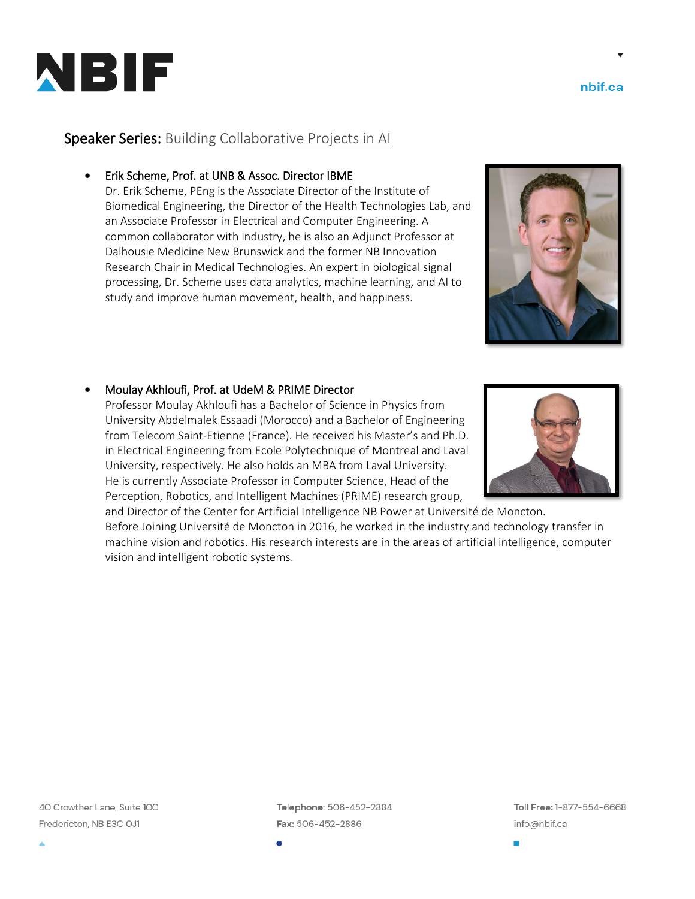## Speaker Series: Building Collaborative Projects in AI

- **Erik Scheme, Prof. at UNB & Assoc. Director IBME**
  Dr. Erik Scheme, PEng is the Associate Director of the Institute of Biomedical Engineering, the Director of the Health Technologies Lab, and an Associate Professor in Electrical and Computer Engineering. A common collaborator with industry, he is also an Adjunct Professor at Dalhousie Medicine New Brunswick and the former NB Innovation Research Chair in Medical Technologies. An expert in biological signal processing, Dr. Scheme uses data analytics, machine learning, and AI to study and improve human movement, health, and happiness.

- **Moulay Akhloufi, Prof. at UdeM & PRIME Director**
  Professor Moulay Akhloufi has a Bachelor of Science in Physics from University Abdelmalek Essaadi (Morocco) and a Bachelor of Engineering from Telecom Saint-Etienne (France). He received his Master's and Ph.D. in Electrical Engineering from Ecole Polytechnique of Montreal and Laval University, respectively. He also holds an MBA from Laval University. He is currently Associate Professor in Computer Science, Head of the Perception, Robotics, and Intelligent Machines (PRIME) research group, and Director of the Center for Artificial Intelligence NB Power at Université de Moncton. Before Joining Université de Moncton in 2016, he worked in the industry and technology transfer in machine vision and robotics. His research interests are in the areas of artificial intelligence, computer vision and intelligent robotic systems.